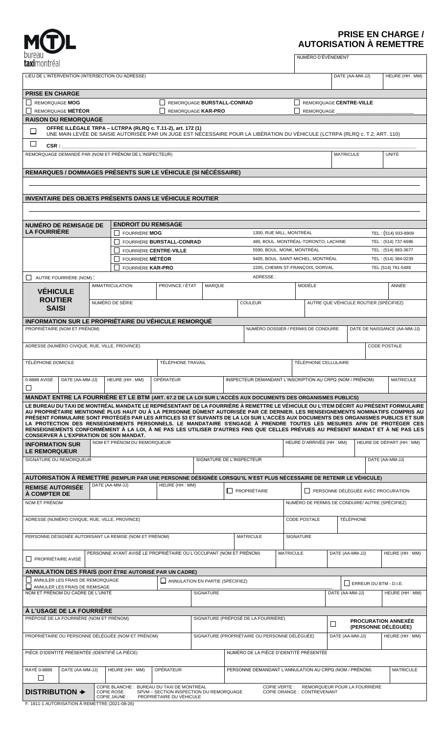**MTL bureau taximontréal**

# PRISE EN CHARGE / AUTORISATION À REMETTRE

NUMÉRO D'ÉVÉNEMENT

| LIEU DE L'INTERVENTION (INTERSECTION OU ADRESSE) | DATE (AA-MM-JJ) | HEURE (HH : MM) |
|---|---|---|
| | | |

## PRISE EN CHARGE

- ☐ REMORQUAGE **MOG**
- ☐ REMORQUAGE **BURSTALL-CONRAD**
- ☐ REMORQUAGE **CENTRE-VILLE**
- ☐ REMORQUAGE **MÉTÉOR**
- ☐ REMORQUAGE **KAR-PRO**
- ☐ REMORQUAGE ____________

## RAISON DU REMORQUAGE

- ☐ OFFRE ILLÉGALE TRPA – LCTRPA (RLRQ c. T.11-2), art. 172 (1)
  UNE MAIN LEVÉE DE SAISIE AUTORISÉE PAR UN JUGE EST NÉCESSAIRE POUR LA LIBÉRATION DU VÉHICULE (LCTRPA (RLRQ c. T.2, ART. 110)
- ☐ CSR : ____________

| REMORQUAGE DEMANDÉ PAR (NOM ET PRÉNOM DE L'INSPECTEUR) | MATRICULE | UNITÉ |
|---|---|---|
| | | |

## REMARQUES / DOMMAGES PRÉSENTS SUR LE VÉHICULE (SI NÉCÉSSAIRE)

## INVENTAIRE DES OBJETS PRÉSENTS DANS LE VÉHICULE ROUTIER

## NUMÉRO DE REMISAGE DE LA FOURRIÈRE

| ENDROIT DU REMISAGE | | |
|---|---|---|
| ☐ FOURRIÈRE **MOG** | 1300, RUE MILL, MONTRÉAL | TEL : (514) 933-8909 |
| ☐ FOURRIÈRE **BURSTALL-CONRAD** | 480, BOUL. MONTRÉAL-TORONTO, LACHINE | TEL : (514) 737-6696 |
| ☐ FOURRIÈRE **CENTRE-VILLE** | 5590, BOUL. MONK, MONTRÉAL | TEL : (514) 983-3677 |
| ☐ FOURRIÈRE **MÉTÉOR** | 9405, BOUL. SAINT-MICHEL, MONTRÉAL | TEL : (514) 384-0239 |
| ☐ FOURRIÈRE **KAR-PRO** | 2205, CHEMIN ST-FRANÇOIS, DORVAL | TEL (514) 781-5489 |

☐ AUTRE FOURRIÈRE (NOM) : ____________ ADRESSE : ____________

## VÉHICULE ROUTIER SAISI

| IMMATRICULATION | PROVINCE / ÉTAT | MARQUE | MODÈLE | ANNÉE |
|---|---|---|---|---|
| | | | | |

| NUMÉRO DE SÉRIE | COULEUR | AUTRE QUE VÉHICULE ROUTIER (SPÉCIFIEZ) |
|---|---|---|
| | | |

## INFORMATION SUR LE PROPRIÉTAIRE DU VÉHICULE REMORQUÉ

| PROPRIÉTAIRE (NOM ET PRÉNOM) | NUMÉRO DOSSIER / PERMIS DE CONDUIRE | DATE DE NAISSANCE (AA-MM-JJ) |
|---|---|---|
| | | |

| ADRESSE (NUMÉRO CIVIQUE, RUE, VILLE, PROVINCE) | CODE POSTALE |
|---|---|
| | |

| TÉLÉPHONE DOMICILE | TÉLÉPHONE TRAVAIL | TÉLÉPHONE CELLULAIRE |
|---|---|---|
| | | |

| 0-8888 AVISÉ | DATE (AA-MM-JJ) | HEURE (HH : MM) | OPÉRATEUR | INSPECTEUR DEMANDANT L'INSCRIPTION AU CRPQ (NOM / PRÉNOM) | MATRICULE |
|---|---|---|---|---|---|
| ☐ | | | | | |

## MANDAT ENTRE LA FOURRIÈRE ET LE BTM (ART. 67.2 DE LA LOI SUR L'ACCÈS AUX DOCUMENTS DES ORGANISMES PUBLICS)

LE BUREAU DU TAXI DE MONTRÉAL MANDATE LE REPRÉSENTANT DE LA FOURRIÈRE À REMETTRE LE VÉHICULE OU L'ITEM DÉCRIT AU PRÉSENT FORMULAIRE AU PROPRIÉTAIRE MENTIONNÉ PLUS HAUT OU À LA PERSONNE DÛMENT AUTORISÉE PAR CE DERNIER. LES RENSEIGNEMENTS NOMINATIFS COMPRIS AU PRÉSENT FORMULAIRE SONT PROTÉGÉS PAR LES ARTICLES 53 ET SUIVANTS DE LA LOI SUR L'ACCÈS AUX DOCUMENTS DES ORGANISMES PUBLICS ET SUR LA PROTECTION DES RENSEIGNEMENTS PERSONNELS. LE MANDATAIRE S'ENGAGE À PRENDRE TOUTES LES MESURES AFIN DE PROTÉGER CES RENSEIGNEMENTS CONFORMÉMENT À LA LOI, À NE PAS LES UTILISER D'AUTRES FINS QUE CELLES PRÉVUES AU PRÉSENT MANDAT ET À NE PAS LES CONSERVER À L'EXPIRATION DE SON MANDAT.

## INFORMATION SUR LE REMORQUEUR

| NOM ET PRÉNOM DU REMORQUEUR | HEURE D'ARRIVÉE (HH : MM) | HEURE DE DÉPART (HH : MM) |
|---|---|---|
| | | |

| SIGNATURE DU REMORQUEUR | SIGNATURE DE L'INSPECTEUR | DATE (AA-MM-JJ) |
|---|---|---|
| | | |

## AUTORISATION À REMETTRE (REMPLIR PAR UNE PERSONNE DÉSIGNÉE LORSQU'IL N'EST PLUS NÉCESSAIRE DE RETENIR LE VÉHICULE)

| REMISE AUTORISÉE À COMPTER DE | DATE (AA-MM-JJ) | HEURE (HH : MM) | ☐ PROPRIÉTAIRE | ☐ PERSONNE DÉLÉGUÉE AVEC PROCURATION |
|---|---|---|---|---|
| | | | | |

| NOM ET PRÉNOM | NUMÉRO DE PERMIS DE CONDUIRE/ AUTRE (SPÉCIFIEZ) |
|---|---|
| | |

| ADRESSE (NUMÉRO CIVIQUE, RUE, VILLE, PROVINCE) | CODE POSTALE | TÉLÉPHONE |
|---|---|---|
| | | |

| PERSONNE DÉSIGNÉE AUTORISANT LA REMISE (NOM ET PRÉNOM) | MATRICULE | SIGNATURE |
|---|---|---|
| | | |

| ☐ PROPRIÉTAIRE AVISÉ | PERSONNE AYANT AVISÉ LE PROPRIÉTAIRE OU L'OCCUPANT (NOM ET PRÉNOM) | MATRICULE | DATE (AA-MM-JJ) | HEURE (HH : MM) |
|---|---|---|---|---|
| | | | | |

## ANNULATION DES FRAIS (DOIT ÊTRE AUTORISÉ PAR UN CADRE)

- ☐ ANNULER LES FRAIS DE REMORQUAGE
- ☐ ANNULER LES FRAIS DE REMISAGE
- ☐ ANNULATION EN PARTIE (SPÉCIFIEZ) ____________
- ☐ ERREUR DU BTM - D.I.E.

| NOM ET PRÉNOM DU CADRE DE L'UNITÉ | SIGNATURE | DATE (AA-MM-JJ) | HEURE (HH : MM) |
|---|---|---|---|
| | | | |

## À L'USAGE DE LA FOURRIÈRE

| PRÉPOSÉ DE LA FOURRIÈRE (NOM ET PRÉNOM) | SIGNATURE (PRÉPOSÉ DE LA FOURRIÈRE) | ☐ PROCURATION ANNEXÉE (PERSONNE DÉLÉGUÉE) |
|---|---|---|
| | | |

| PROPRIÉTAIRE OU PERSONNE DÉLÉGUÉE (NOM ET PRÉNOM) | SIGNATURE (PROPRIÉTAIRE OU PERSONNE DÉLÉGUÉE) | DATE (AA-MM-JJ) | HEURE (HH : MM) |
|---|---|---|---|
| | | | |

| PIÈCE D'IDENTITÉ PRÉSENTÉE (IDENTIFIÉ LA PIÈCE) | NUMÉRO DE LA PIÈCE D'IDENTITÉ PRÉSENTÉE |
|---|---|
| | |

| RAYÉ 0-8888 | DATE (AA-MM-JJ) | HEURE (HH : MM) | OPÉRATEUR | PERSONNE DEMANDANT L'ANNULATION AU CRPQ (NOM / PRÉNOM) | MATRICULE |
|---|---|---|---|---|---|
| ☐ | | | | | |

**DISTRIBUTION ➔**
- COPIE BLANCHE : BUREAU DU TAXI DE MONTRÉAL
- COPIE ROSE : SPVM – SECTION INSPECTION DU REMORQUAGE
- COPIE JAUNE : PROPRIÉTAIRE DU VÉHICULE
- COPIE VERTE : REMORQUEUR POUR LA FOURRIÈRE
- COPIE ORANGE : CONTREVENANT

F. 1811-1 AUTORISATION À REMETTRE (2021-08-26)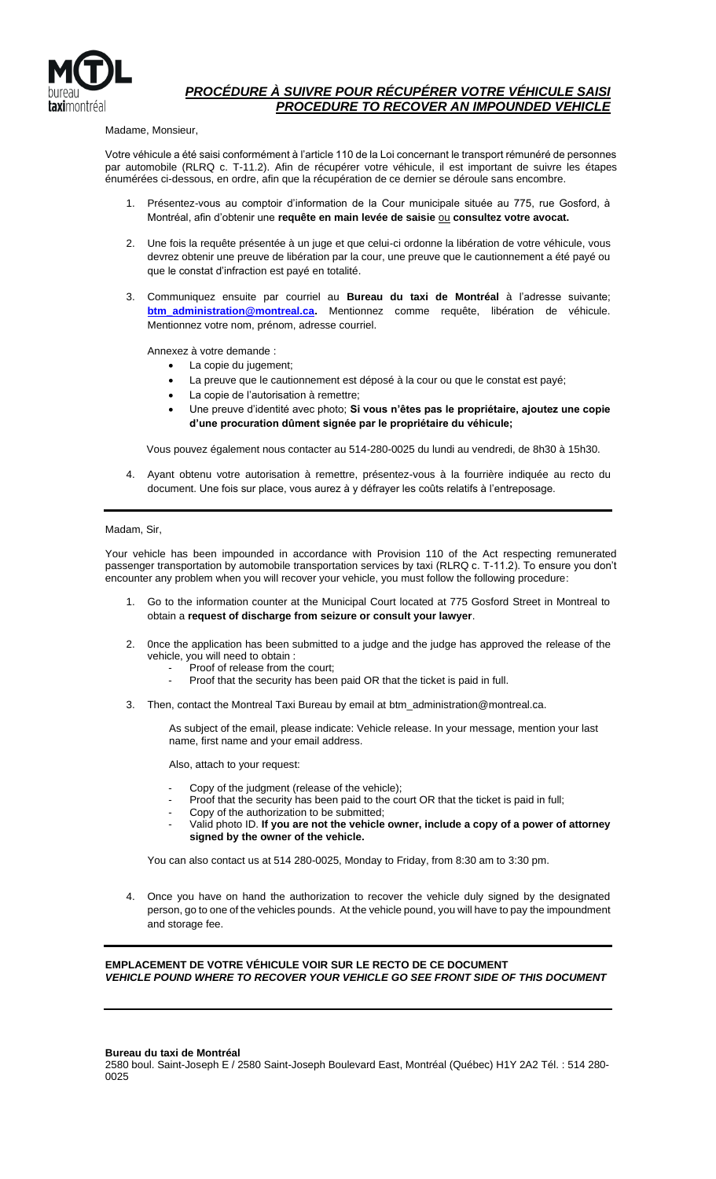# ***PROCÉDURE À SUIVRE POUR RÉCUPÉRER VOTRE VÉHICULE SAISI***
# ***PROCEDURE TO RECOVER AN IMPOUNDED VEHICLE***

Madame, Monsieur,

Votre véhicule a été saisi conformément à l'article 110 de la Loi concernant le transport rémunéré de personnes par automobile (RLRQ c. T-11.2). Afin de récupérer votre véhicule, il est important de suivre les étapes énumérées ci-dessous, en ordre, afin que la récupération de ce dernier se déroule sans encombre.

1. Présentez-vous au comptoir d'information de la Cour municipale située au 775, rue Gosford, à Montréal, afin d'obtenir une **requête en main levée de saisie** <u>ou</u> **consultez votre avocat.**

2. Une fois la requête présentée à un juge et que celui-ci ordonne la libération de votre véhicule, vous devrez obtenir une preuve de libération par la cour, une preuve que le cautionnement a été payé ou que le constat d'infraction est payé en totalité.

3. Communiquez ensuite par courriel au **Bureau du taxi de Montréal** à l'adresse suivante; **btm_administration@montreal.ca.** Mentionnez comme requête, libération de véhicule. Mentionnez votre nom, prénom, adresse courriel.

   Annexez à votre demande :
   - La copie du jugement;
   - La preuve que le cautionnement est déposé à la cour ou que le constat est payé;
   - La copie de l'autorisation à remettre;
   - Une preuve d'identité avec photo; **Si vous n'êtes pas le propriétaire, ajoutez une copie d'une procuration dûment signée par le propriétaire du véhicule;**

   Vous pouvez également nous contacter au 514-280-0025 du lundi au vendredi, de 8h30 à 15h30.

4. Ayant obtenu votre autorisation à remettre, présentez-vous à la fourrière indiquée au recto du document. Une fois sur place, vous aurez à y défrayer les coûts relatifs à l'entreposage.

---

Madam, Sir,

Your vehicle has been impounded in accordance with Provision 110 of the Act respecting remunerated passenger transportation by automobile transportation services by taxi (RLRQ c. T-11.2). To ensure you don't encounter any problem when you will recover your vehicle, you must follow the following procedure:

1. Go to the information counter at the Municipal Court located at 775 Gosford Street in Montreal to obtain a **request of discharge from seizure or consult your lawyer**.

2. 0nce the application has been submitted to a judge and the judge has approved the release of the vehicle, you will need to obtain :
   - Proof of release from the court;
   - Proof that the security has been paid OR that the ticket is paid in full.

3. Then, contact the Montreal Taxi Bureau by email at btm_administration@montreal.ca.

   As subject of the email, please indicate: Vehicle release. In your message, mention your last name, first name and your email address.

   Also, attach to your request:

   - Copy of the judgment (release of the vehicle);
   - Proof that the security has been paid to the court OR that the ticket is paid in full;
   - Copy of the authorization to be submitted;
   - Valid photo ID. **If you are not the vehicle owner, include a copy of a power of attorney signed by the owner of the vehicle.**

   You can also contact us at 514 280-0025, Monday to Friday, from 8:30 am to 3:30 pm.

4. Once you have on hand the authorization to recover the vehicle duly signed by the designated person, go to one of the vehicles pounds. At the vehicle pound, you will have to pay the impoundment and storage fee.

---

**EMPLACEMENT DE VOTRE VÉHICULE VOIR SUR LE RECTO DE CE DOCUMENT**
***VEHICLE POUND WHERE TO RECOVER YOUR VEHICLE GO SEE FRONT SIDE OF THIS DOCUMENT***

---

**Bureau du taxi de Montréal**
2580 boul. Saint-Joseph E / 2580 Saint-Joseph Boulevard East, Montréal (Québec) H1Y 2A2 Tél. : 514 280-0025